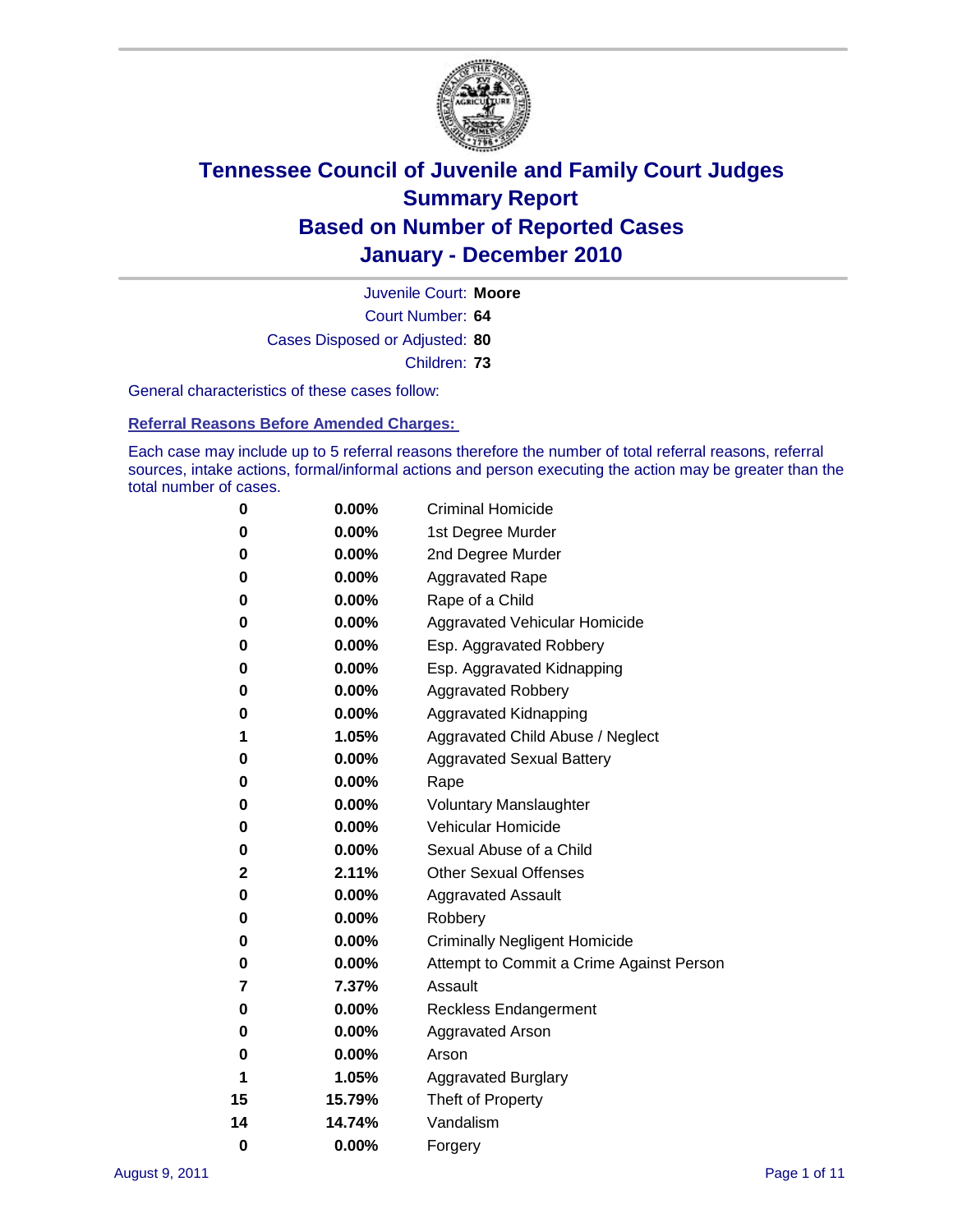# Tennessee Council of Juvenile and Family Court Judges
## Summary Report
## Based on Number of Reported Cases
## January - December 2010

Juvenile Court: **Moore**

Court Number: **64**

Cases Disposed or Adjusted: **80**

Children: **73**

General characteristics of these cases follow:

### Referral Reasons Before Amended Charges:

Each case may include up to 5 referral reasons therefore the number of total referral reasons, referral sources, intake actions, formal/informal actions and person executing the action may be greater than the total number of cases.

| Count | Percent | Referral Reason |
|---|---|---|
| 0 | 0.00% | Criminal Homicide |
| 0 | 0.00% | 1st Degree Murder |
| 0 | 0.00% | 2nd Degree Murder |
| 0 | 0.00% | Aggravated Rape |
| 0 | 0.00% | Rape of a Child |
| 0 | 0.00% | Aggravated Vehicular Homicide |
| 0 | 0.00% | Esp. Aggravated Robbery |
| 0 | 0.00% | Esp. Aggravated Kidnapping |
| 0 | 0.00% | Aggravated Robbery |
| 0 | 0.00% | Aggravated Kidnapping |
| 1 | 1.05% | Aggravated Child Abuse / Neglect |
| 0 | 0.00% | Aggravated Sexual Battery |
| 0 | 0.00% | Rape |
| 0 | 0.00% | Voluntary Manslaughter |
| 0 | 0.00% | Vehicular Homicide |
| 0 | 0.00% | Sexual Abuse of a Child |
| 2 | 2.11% | Other Sexual Offenses |
| 0 | 0.00% | Aggravated Assault |
| 0 | 0.00% | Robbery |
| 0 | 0.00% | Criminally Negligent Homicide |
| 0 | 0.00% | Attempt to Commit a Crime Against Person |
| 7 | 7.37% | Assault |
| 0 | 0.00% | Reckless Endangerment |
| 0 | 0.00% | Aggravated Arson |
| 0 | 0.00% | Arson |
| 1 | 1.05% | Aggravated Burglary |
| 15 | 15.79% | Theft of Property |
| 14 | 14.74% | Vandalism |
| 0 | 0.00% | Forgery |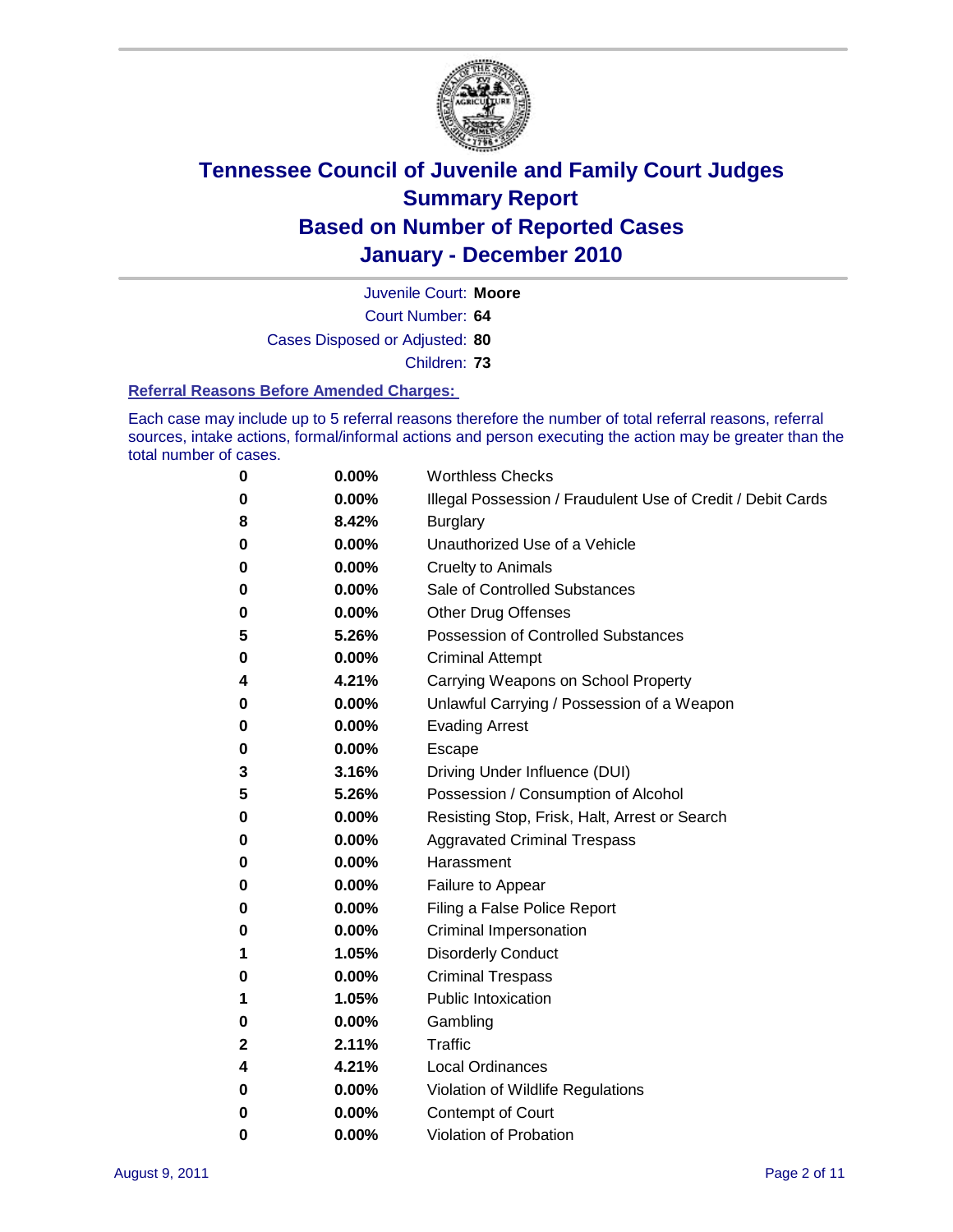# Tennessee Council of Juvenile and Family Court Judges
## Summary Report
## Based on Number of Reported Cases
## January - December 2010

Juvenile Court: **Moore**

Court Number: **64**

Cases Disposed or Adjusted: **80**

Children: **73**

### Referral Reasons Before Amended Charges:

Each case may include up to 5 referral reasons therefore the number of total referral reasons, referral sources, intake actions, formal/informal actions and person executing the action may be greater than the total number of cases.

| Count | Percent | Referral Reason |
|---|---|---|
| 0 | 0.00% | Worthless Checks |
| 0 | 0.00% | Illegal Possession / Fraudulent Use of Credit / Debit Cards |
| 8 | 8.42% | Burglary |
| 0 | 0.00% | Unauthorized Use of a Vehicle |
| 0 | 0.00% | Cruelty to Animals |
| 0 | 0.00% | Sale of Controlled Substances |
| 0 | 0.00% | Other Drug Offenses |
| 5 | 5.26% | Possession of Controlled Substances |
| 0 | 0.00% | Criminal Attempt |
| 4 | 4.21% | Carrying Weapons on School Property |
| 0 | 0.00% | Unlawful Carrying / Possession of a Weapon |
| 0 | 0.00% | Evading Arrest |
| 0 | 0.00% | Escape |
| 3 | 3.16% | Driving Under Influence (DUI) |
| 5 | 5.26% | Possession / Consumption of Alcohol |
| 0 | 0.00% | Resisting Stop, Frisk, Halt, Arrest or Search |
| 0 | 0.00% | Aggravated Criminal Trespass |
| 0 | 0.00% | Harassment |
| 0 | 0.00% | Failure to Appear |
| 0 | 0.00% | Filing a False Police Report |
| 0 | 0.00% | Criminal Impersonation |
| 1 | 1.05% | Disorderly Conduct |
| 0 | 0.00% | Criminal Trespass |
| 1 | 1.05% | Public Intoxication |
| 0 | 0.00% | Gambling |
| 2 | 2.11% | Traffic |
| 4 | 4.21% | Local Ordinances |
| 0 | 0.00% | Violation of Wildlife Regulations |
| 0 | 0.00% | Contempt of Court |
| 0 | 0.00% | Violation of Probation |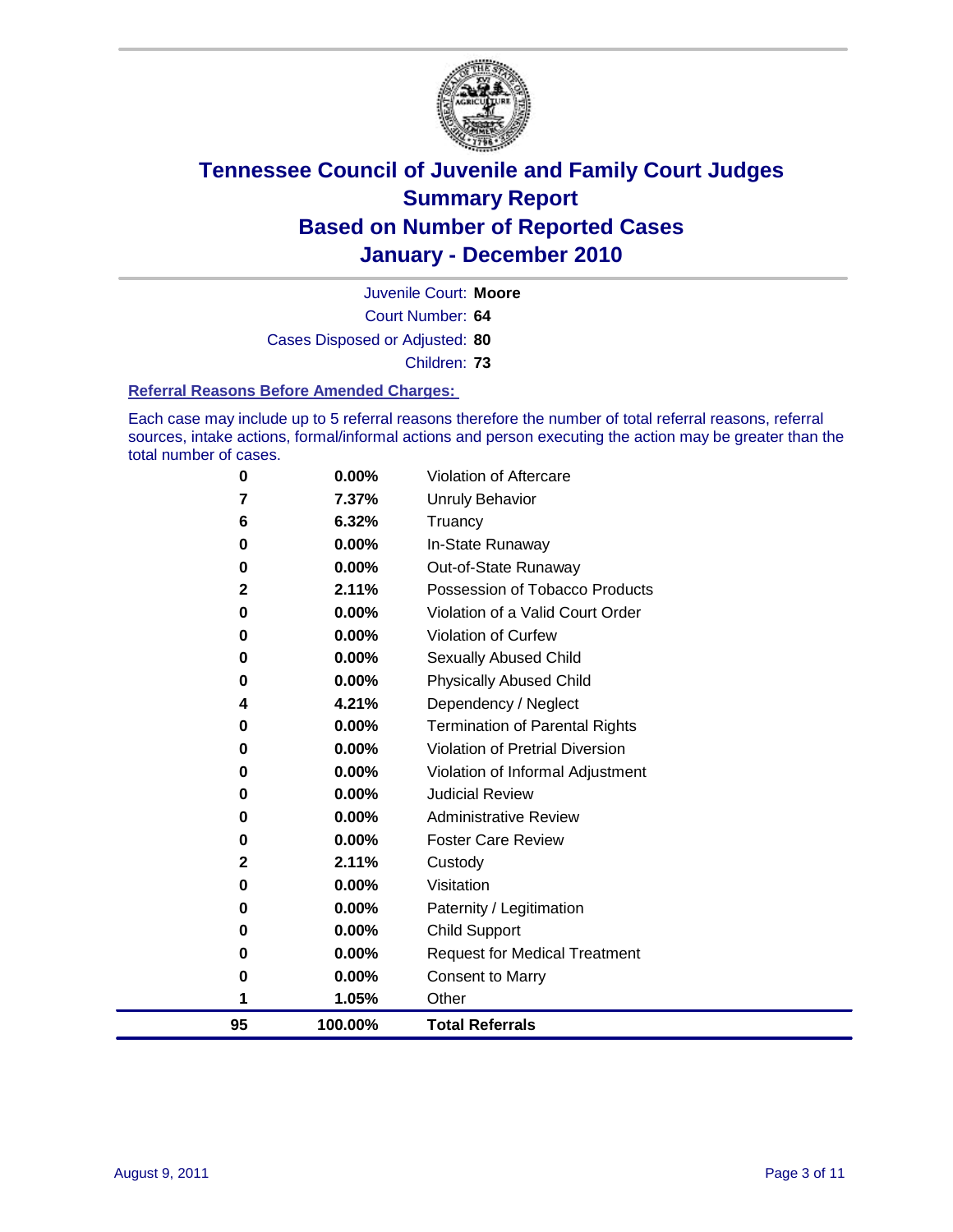# Tennessee Council of Juvenile and Family Court Judges
# Summary Report
# Based on Number of Reported Cases
# January - December 2010

Juvenile Court: **Moore**

Court Number: **64**

Cases Disposed or Adjusted: **80**

Children: **73**

### Referral Reasons Before Amended Charges:

Each case may include up to 5 referral reasons therefore the number of total referral reasons, referral sources, intake actions, formal/informal actions and person executing the action may be greater than the total number of cases.

| Count | Percent | Referral Reason |
|---|---|---|
| 0 | 0.00% | Violation of Aftercare |
| 7 | 7.37% | Unruly Behavior |
| 6 | 6.32% | Truancy |
| 0 | 0.00% | In-State Runaway |
| 0 | 0.00% | Out-of-State Runaway |
| 2 | 2.11% | Possession of Tobacco Products |
| 0 | 0.00% | Violation of a Valid Court Order |
| 0 | 0.00% | Violation of Curfew |
| 0 | 0.00% | Sexually Abused Child |
| 0 | 0.00% | Physically Abused Child |
| 4 | 4.21% | Dependency / Neglect |
| 0 | 0.00% | Termination of Parental Rights |
| 0 | 0.00% | Violation of Pretrial Diversion |
| 0 | 0.00% | Violation of Informal Adjustment |
| 0 | 0.00% | Judicial Review |
| 0 | 0.00% | Administrative Review |
| 0 | 0.00% | Foster Care Review |
| 2 | 2.11% | Custody |
| 0 | 0.00% | Visitation |
| 0 | 0.00% | Paternity / Legitimation |
| 0 | 0.00% | Child Support |
| 0 | 0.00% | Request for Medical Treatment |
| 0 | 0.00% | Consent to Marry |
| 1 | 1.05% | Other |
| **95** | **100.00%** | **Total Referrals** |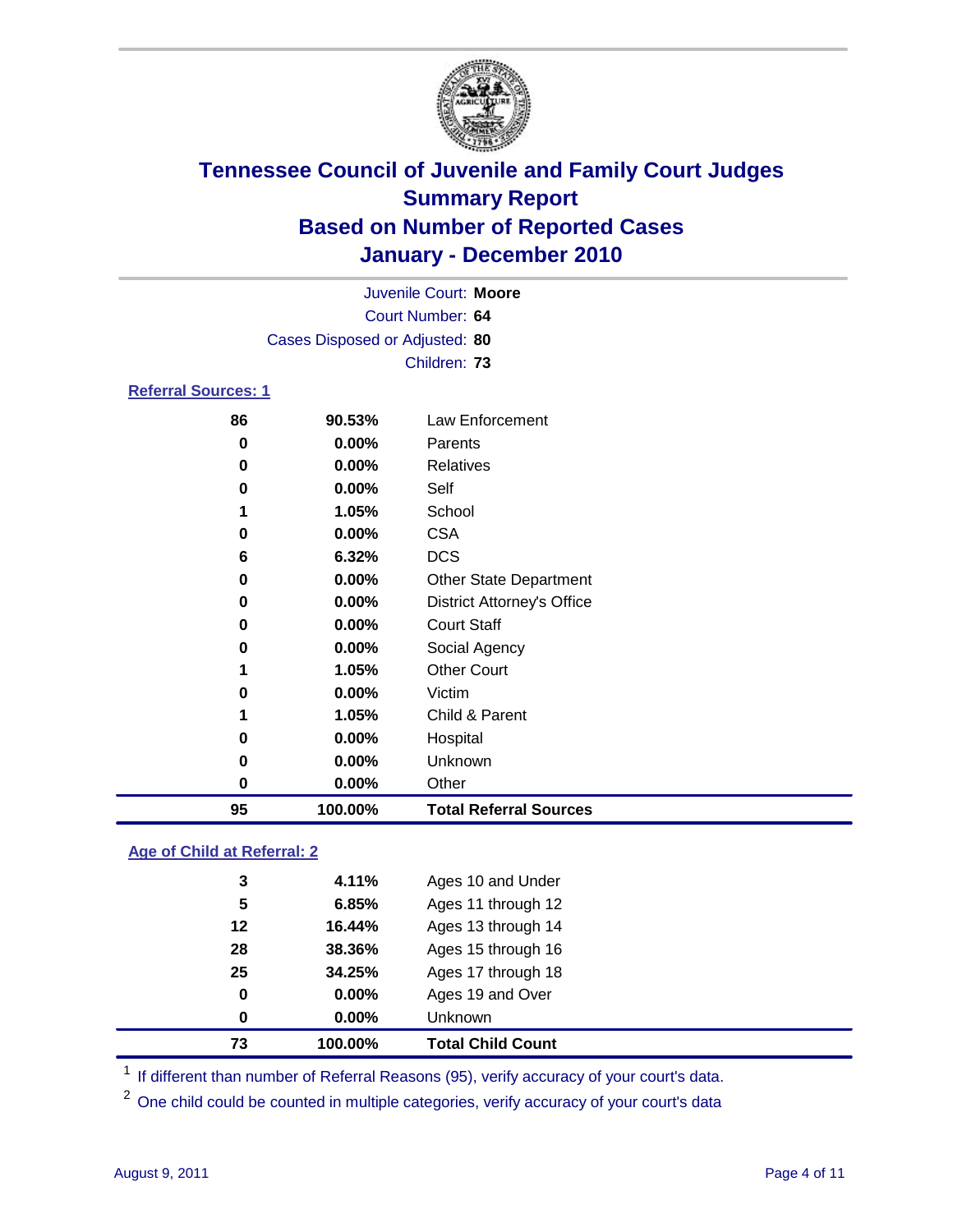# Tennessee Council of Juvenile and Family Court Judges
## Summary Report
## Based on Number of Reported Cases
## January - December 2010

Juvenile Court: **Moore**
Court Number: **64**
Cases Disposed or Adjusted: **80**
Children: **73**

### Referral Sources: 1

| | | |
|---|---|---|
| 86 | 90.53% | Law Enforcement |
| 0 | 0.00% | Parents |
| 0 | 0.00% | Relatives |
| 0 | 0.00% | Self |
| 1 | 1.05% | School |
| 0 | 0.00% | CSA |
| 6 | 6.32% | DCS |
| 0 | 0.00% | Other State Department |
| 0 | 0.00% | District Attorney's Office |
| 0 | 0.00% | Court Staff |
| 0 | 0.00% | Social Agency |
| 1 | 1.05% | Other Court |
| 0 | 0.00% | Victim |
| 1 | 1.05% | Child & Parent |
| 0 | 0.00% | Hospital |
| 0 | 0.00% | Unknown |
| 0 | 0.00% | Other |
| **95** | **100.00%** | **Total Referral Sources** |

### Age of Child at Referral: 2

| | | |
|---|---|---|
| 3 | 4.11% | Ages 10 and Under |
| 5 | 6.85% | Ages 11 through 12 |
| 12 | 16.44% | Ages 13 through 14 |
| 28 | 38.36% | Ages 15 through 16 |
| 25 | 34.25% | Ages 17 through 18 |
| 0 | 0.00% | Ages 19 and Over |
| 0 | 0.00% | Unknown |
| **73** | **100.00%** | **Total Child Count** |

[1] If different than number of Referral Reasons (95), verify accuracy of your court's data.

[2] One child could be counted in multiple categories, verify accuracy of your court's data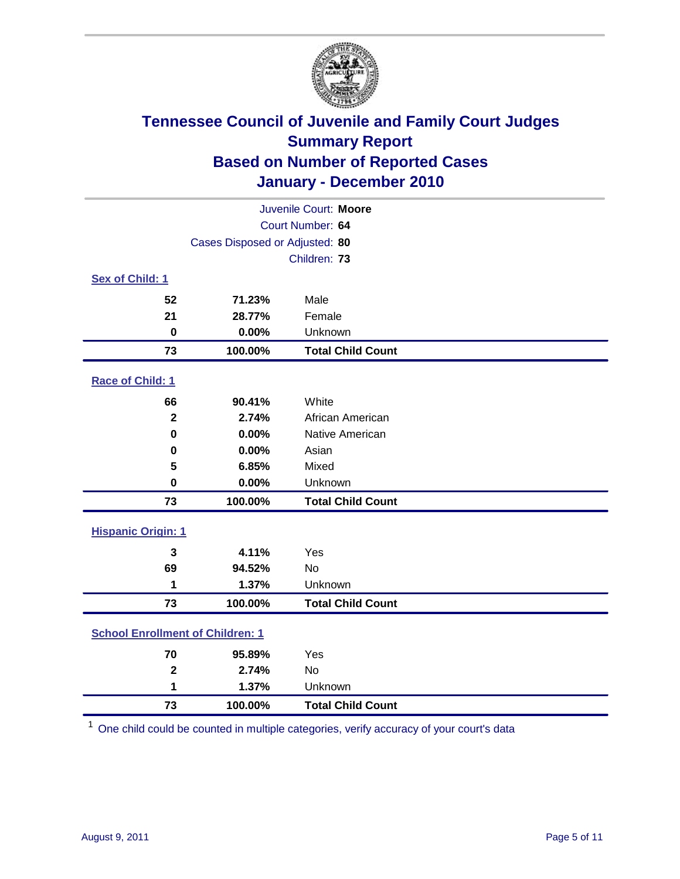# Tennessee Council of Juvenile and Family Court Judges
## Summary Report
## Based on Number of Reported Cases
## January - December 2010

Juvenile Court: **Moore**
Court Number: **64**
Cases Disposed or Adjusted: **80**
Children: **73**

### Sex of Child: [1]

| Count | Percent | Category |
|---|---|---|
| 52 | 71.23% | Male |
| 21 | 28.77% | Female |
| 0 | 0.00% | Unknown |
| **73** | **100.00%** | **Total Child Count** |

### Race of Child: [1]

| Count | Percent | Category |
|---|---|---|
| 66 | 90.41% | White |
| 2 | 2.74% | African American |
| 0 | 0.00% | Native American |
| 0 | 0.00% | Asian |
| 5 | 6.85% | Mixed |
| 0 | 0.00% | Unknown |
| **73** | **100.00%** | **Total Child Count** |

### Hispanic Origin: [1]

| Count | Percent | Category |
|---|---|---|
| 3 | 4.11% | Yes |
| 69 | 94.52% | No |
| 1 | 1.37% | Unknown |
| **73** | **100.00%** | **Total Child Count** |

### School Enrollment of Children: [1]

| Count | Percent | Category |
|---|---|---|
| 70 | 95.89% | Yes |
| 2 | 2.74% | No |
| 1 | 1.37% | Unknown |
| **73** | **100.00%** | **Total Child Count** |

[1] One child could be counted in multiple categories, verify accuracy of your court's data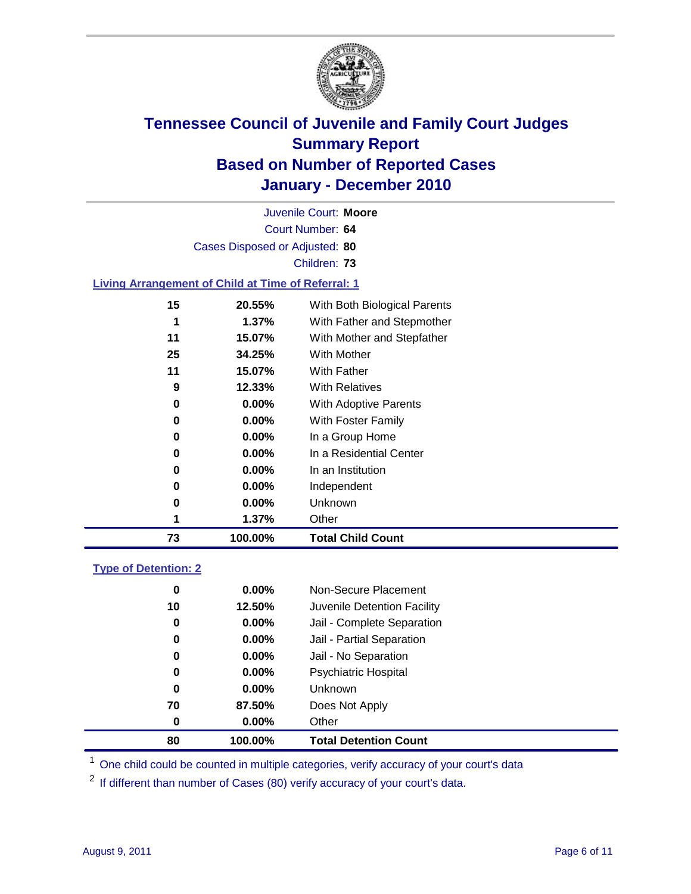# Tennessee Council of Juvenile and Family Court Judges
## Summary Report
## Based on Number of Reported Cases
## January - December 2010

Juvenile Court: **Moore**
Court Number: **64**
Cases Disposed or Adjusted: **80**
Children: **73**

### Living Arrangement of Child at Time of Referral: 1

| Count | Percent | Category |
|---|---|---|
| 15 | 20.55% | With Both Biological Parents |
| 1 | 1.37% | With Father and Stepmother |
| 11 | 15.07% | With Mother and Stepfather |
| 25 | 34.25% | With Mother |
| 11 | 15.07% | With Father |
| 9 | 12.33% | With Relatives |
| 0 | 0.00% | With Adoptive Parents |
| 0 | 0.00% | With Foster Family |
| 0 | 0.00% | In a Group Home |
| 0 | 0.00% | In a Residential Center |
| 0 | 0.00% | In an Institution |
| 0 | 0.00% | Independent |
| 0 | 0.00% | Unknown |
| 1 | 1.37% | Other |
| **73** | **100.00%** | **Total Child Count** |

### Type of Detention: 2

| Count | Percent | Category |
|---|---|---|
| 0 | 0.00% | Non-Secure Placement |
| 10 | 12.50% | Juvenile Detention Facility |
| 0 | 0.00% | Jail - Complete Separation |
| 0 | 0.00% | Jail - Partial Separation |
| 0 | 0.00% | Jail - No Separation |
| 0 | 0.00% | Psychiatric Hospital |
| 0 | 0.00% | Unknown |
| 70 | 87.50% | Does Not Apply |
| 0 | 0.00% | Other |
| **80** | **100.00%** | **Total Detention Count** |

[1] One child could be counted in multiple categories, verify accuracy of your court's data

[2] If different than number of Cases (80) verify accuracy of your court's data.

August 9, 2011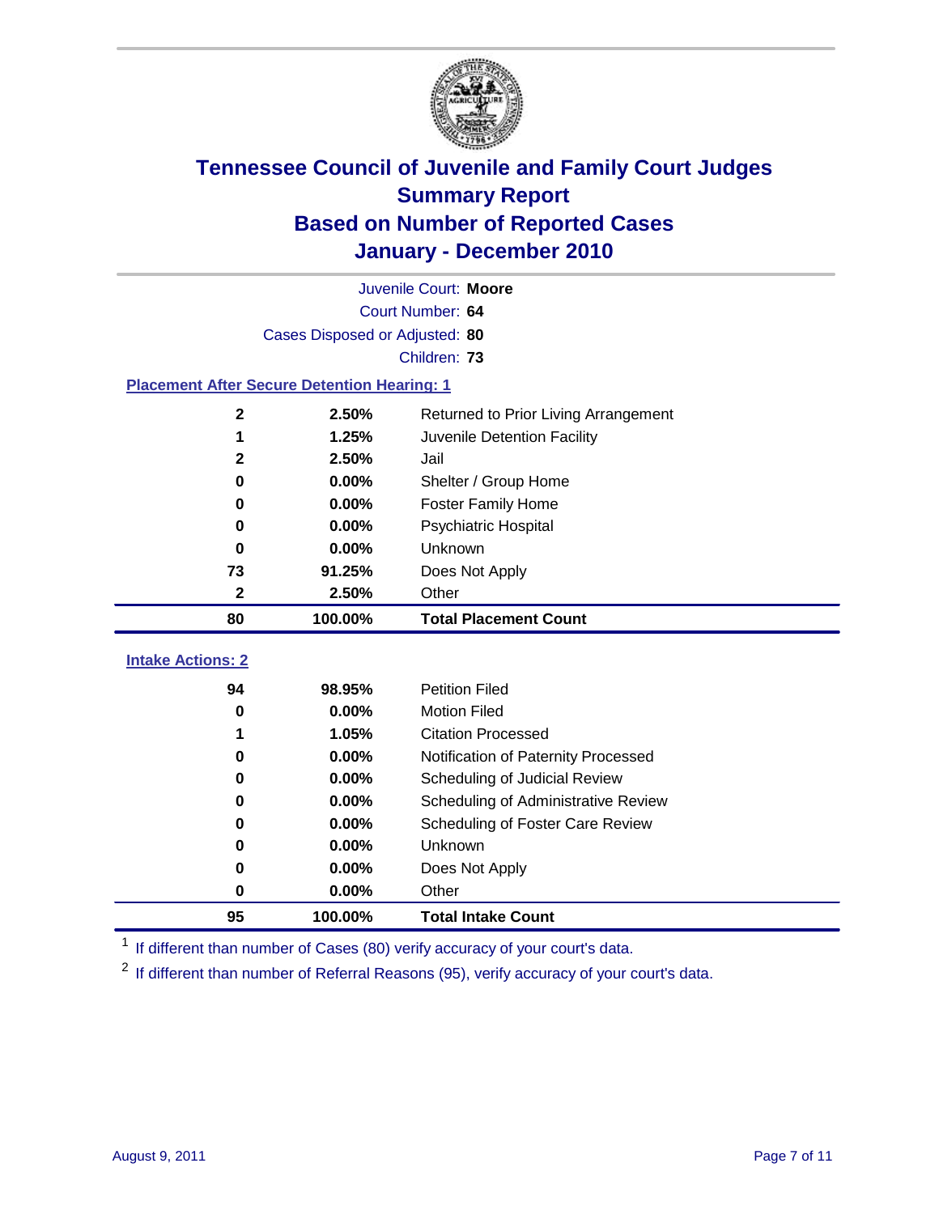# Tennessee Council of Juvenile and Family Court Judges
## Summary Report
## Based on Number of Reported Cases
## January - December 2010

Juvenile Court: **Moore**
Court Number: **64**
Cases Disposed or Adjusted: **80**
Children: **73**

### Placement After Secure Detention Hearing: 1

| Count | Percent | Placement |
|---|---|---|
| 2 | 2.50% | Returned to Prior Living Arrangement |
| 1 | 1.25% | Juvenile Detention Facility |
| 2 | 2.50% | Jail |
| 0 | 0.00% | Shelter / Group Home |
| 0 | 0.00% | Foster Family Home |
| 0 | 0.00% | Psychiatric Hospital |
| 0 | 0.00% | Unknown |
| 73 | 91.25% | Does Not Apply |
| 2 | 2.50% | Other |
| **80** | **100.00%** | **Total Placement Count** |

### Intake Actions: 2

| Count | Percent | Intake Action |
|---|---|---|
| 94 | 98.95% | Petition Filed |
| 0 | 0.00% | Motion Filed |
| 1 | 1.05% | Citation Processed |
| 0 | 0.00% | Notification of Paternity Processed |
| 0 | 0.00% | Scheduling of Judicial Review |
| 0 | 0.00% | Scheduling of Administrative Review |
| 0 | 0.00% | Scheduling of Foster Care Review |
| 0 | 0.00% | Unknown |
| 0 | 0.00% | Does Not Apply |
| 0 | 0.00% | Other |
| **95** | **100.00%** | **Total Intake Count** |

[1] If different than number of Cases (80) verify accuracy of your court's data.

[2] If different than number of Referral Reasons (95), verify accuracy of your court's data.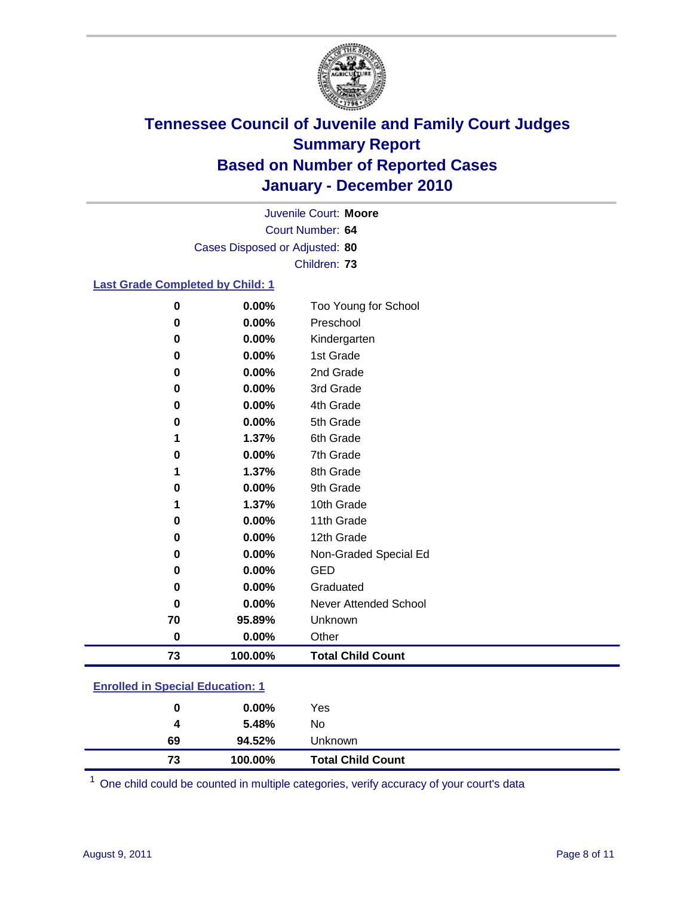# Tennessee Council of Juvenile and Family Court Judges
## Summary Report
## Based on Number of Reported Cases
## January - December 2010

Juvenile Court: **Moore**
Court Number: **64**
Cases Disposed or Adjusted: **80**
Children: **73**

### Last Grade Completed by Child: 1

| Count | Percent | Category |
|---|---|---|
| 0 | 0.00% | Too Young for School |
| 0 | 0.00% | Preschool |
| 0 | 0.00% | Kindergarten |
| 0 | 0.00% | 1st Grade |
| 0 | 0.00% | 2nd Grade |
| 0 | 0.00% | 3rd Grade |
| 0 | 0.00% | 4th Grade |
| 0 | 0.00% | 5th Grade |
| 1 | 1.37% | 6th Grade |
| 0 | 0.00% | 7th Grade |
| 1 | 1.37% | 8th Grade |
| 0 | 0.00% | 9th Grade |
| 1 | 1.37% | 10th Grade |
| 0 | 0.00% | 11th Grade |
| 0 | 0.00% | 12th Grade |
| 0 | 0.00% | Non-Graded Special Ed |
| 0 | 0.00% | GED |
| 0 | 0.00% | Graduated |
| 0 | 0.00% | Never Attended School |
| 70 | 95.89% | Unknown |
| 0 | 0.00% | Other |
| **73** | **100.00%** | **Total Child Count** |

### Enrolled in Special Education: 1

| Count | Percent | Category |
|---|---|---|
| 0 | 0.00% | Yes |
| 4 | 5.48% | No |
| 69 | 94.52% | Unknown |
| **73** | **100.00%** | **Total Child Count** |

[1] One child could be counted in multiple categories, verify accuracy of your court's data

August 9, 2011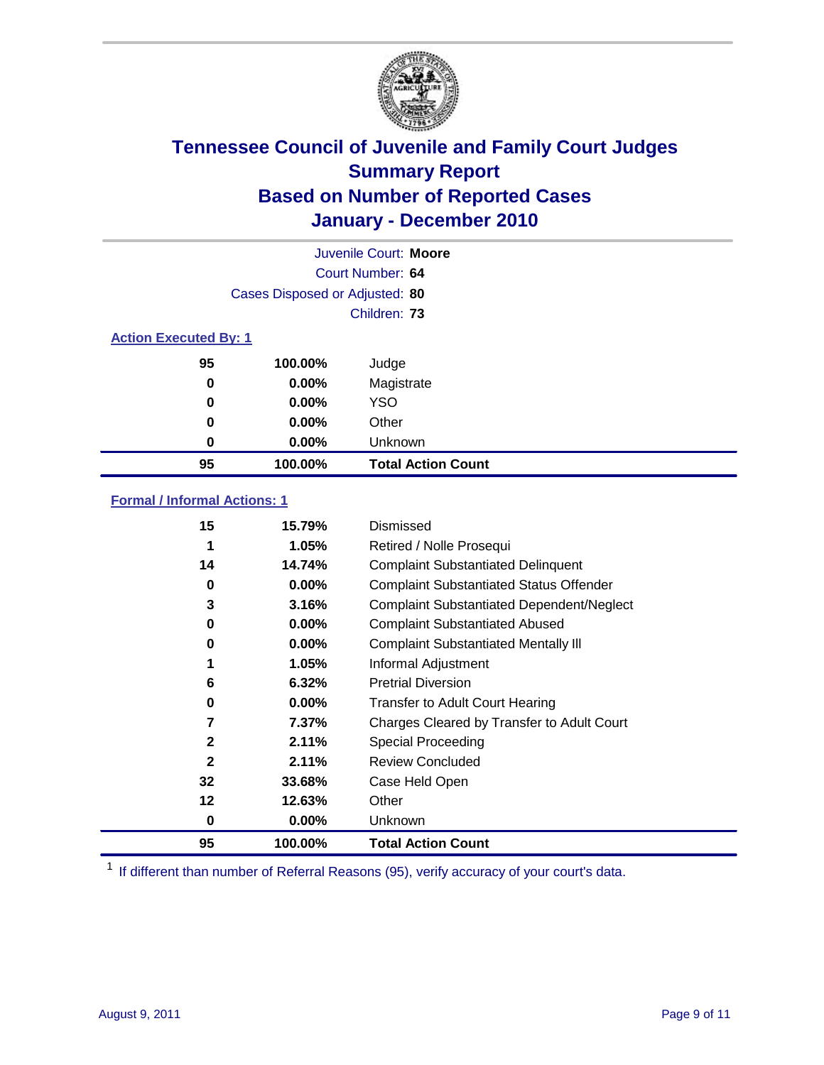# Tennessee Council of Juvenile and Family Court Judges Summary Report Based on Number of Reported Cases January - December 2010

Juvenile Court: **Moore**

Court Number: **64**

Cases Disposed or Adjusted: **80**

Children: **73**

### Action Executed By: 1

| | | |
|---|---|---|
| 95 | 100.00% | Judge |
| 0 | 0.00% | Magistrate |
| 0 | 0.00% | YSO |
| 0 | 0.00% | Other |
| 0 | 0.00% | Unknown |
| **95** | **100.00%** | **Total Action Count** |

### Formal / Informal Actions: 1

| | | |
|---|---|---|
| 15 | 15.79% | Dismissed |
| 1 | 1.05% | Retired / Nolle Prosequi |
| 14 | 14.74% | Complaint Substantiated Delinquent |
| 0 | 0.00% | Complaint Substantiated Status Offender |
| 3 | 3.16% | Complaint Substantiated Dependent/Neglect |
| 0 | 0.00% | Complaint Substantiated Abused |
| 0 | 0.00% | Complaint Substantiated Mentally Ill |
| 1 | 1.05% | Informal Adjustment |
| 6 | 6.32% | Pretrial Diversion |
| 0 | 0.00% | Transfer to Adult Court Hearing |
| 7 | 7.37% | Charges Cleared by Transfer to Adult Court |
| 2 | 2.11% | Special Proceeding |
| 2 | 2.11% | Review Concluded |
| 32 | 33.68% | Case Held Open |
| 12 | 12.63% | Other |
| 0 | 0.00% | Unknown |
| **95** | **100.00%** | **Total Action Count** |

[1] If different than number of Referral Reasons (95), verify accuracy of your court's data.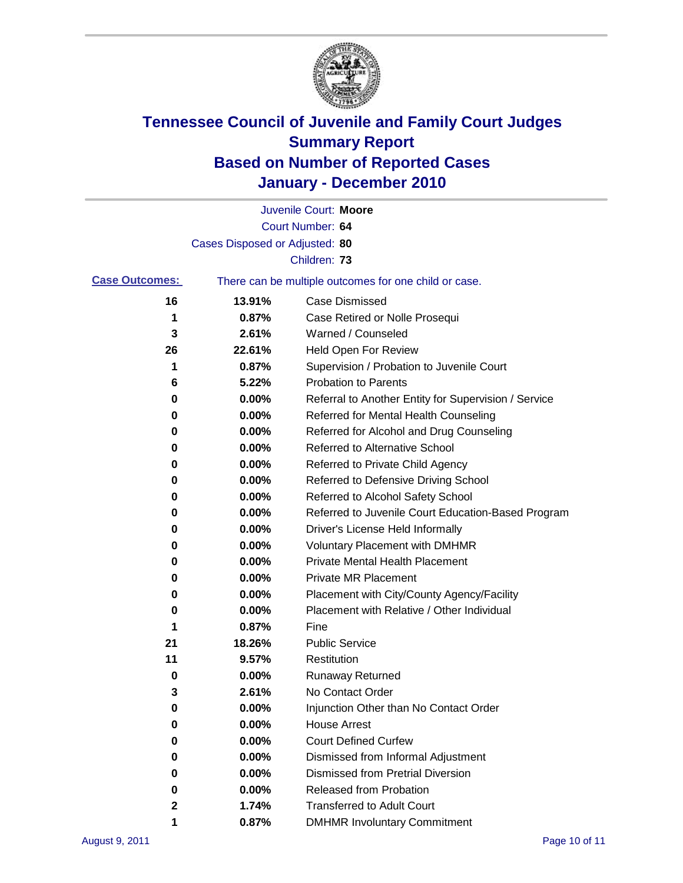# Tennessee Council of Juvenile and Family Court Judges
## Summary Report
## Based on Number of Reported Cases
## January - December 2010

Juvenile Court: **Moore**
Court Number: **64**
Cases Disposed or Adjusted: **80**
Children: **73**

**Case Outcomes:** There can be multiple outcomes for one child or case.

| Count | Percent | Outcome |
|---|---|---|
| 16 | 13.91% | Case Dismissed |
| 1 | 0.87% | Case Retired or Nolle Prosequi |
| 3 | 2.61% | Warned / Counseled |
| 26 | 22.61% | Held Open For Review |
| 1 | 0.87% | Supervision / Probation to Juvenile Court |
| 6 | 5.22% | Probation to Parents |
| 0 | 0.00% | Referral to Another Entity for Supervision / Service |
| 0 | 0.00% | Referred for Mental Health Counseling |
| 0 | 0.00% | Referred for Alcohol and Drug Counseling |
| 0 | 0.00% | Referred to Alternative School |
| 0 | 0.00% | Referred to Private Child Agency |
| 0 | 0.00% | Referred to Defensive Driving School |
| 0 | 0.00% | Referred to Alcohol Safety School |
| 0 | 0.00% | Referred to Juvenile Court Education-Based Program |
| 0 | 0.00% | Driver's License Held Informally |
| 0 | 0.00% | Voluntary Placement with DMHMR |
| 0 | 0.00% | Private Mental Health Placement |
| 0 | 0.00% | Private MR Placement |
| 0 | 0.00% | Placement with City/County Agency/Facility |
| 0 | 0.00% | Placement with Relative / Other Individual |
| 1 | 0.87% | Fine |
| 21 | 18.26% | Public Service |
| 11 | 9.57% | Restitution |
| 0 | 0.00% | Runaway Returned |
| 3 | 2.61% | No Contact Order |
| 0 | 0.00% | Injunction Other than No Contact Order |
| 0 | 0.00% | House Arrest |
| 0 | 0.00% | Court Defined Curfew |
| 0 | 0.00% | Dismissed from Informal Adjustment |
| 0 | 0.00% | Dismissed from Pretrial Diversion |
| 0 | 0.00% | Released from Probation |
| 2 | 1.74% | Transferred to Adult Court |
| 1 | 0.87% | DMHMR Involuntary Commitment |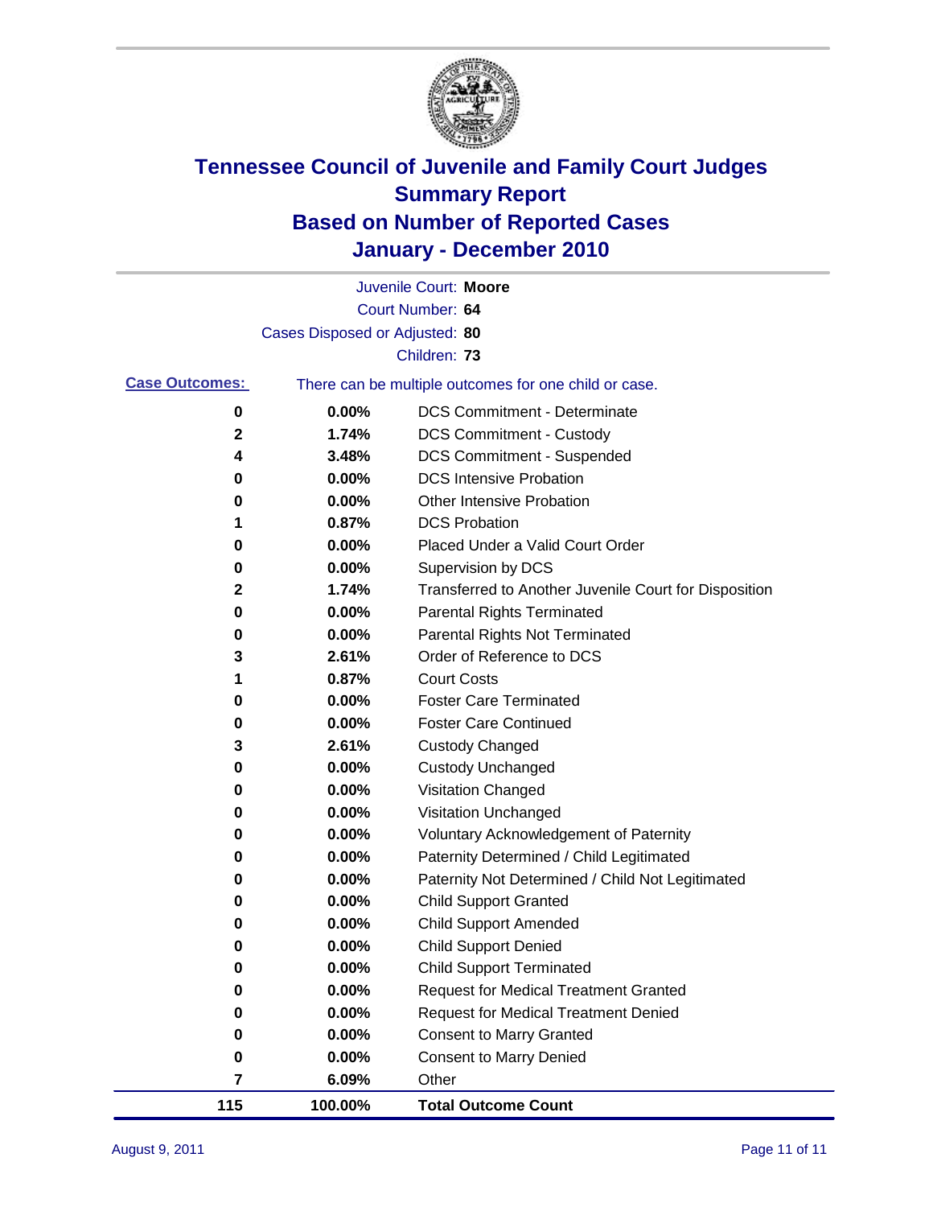# Tennessee Council of Juvenile and Family Court Judges
## Summary Report
## Based on Number of Reported Cases
## January - December 2010

Juvenile Court: **Moore**

Court Number: **64**

Cases Disposed or Adjusted: **80**

Children: **73**

**Case Outcomes:** There can be multiple outcomes for one child or case.

| | | |
|---|---|---|
| 0 | 0.00% | DCS Commitment - Determinate |
| 2 | 1.74% | DCS Commitment - Custody |
| 4 | 3.48% | DCS Commitment - Suspended |
| 0 | 0.00% | DCS Intensive Probation |
| 0 | 0.00% | Other Intensive Probation |
| 1 | 0.87% | DCS Probation |
| 0 | 0.00% | Placed Under a Valid Court Order |
| 0 | 0.00% | Supervision by DCS |
| 2 | 1.74% | Transferred to Another Juvenile Court for Disposition |
| 0 | 0.00% | Parental Rights Terminated |
| 0 | 0.00% | Parental Rights Not Terminated |
| 3 | 2.61% | Order of Reference to DCS |
| 1 | 0.87% | Court Costs |
| 0 | 0.00% | Foster Care Terminated |
| 0 | 0.00% | Foster Care Continued |
| 3 | 2.61% | Custody Changed |
| 0 | 0.00% | Custody Unchanged |
| 0 | 0.00% | Visitation Changed |
| 0 | 0.00% | Visitation Unchanged |
| 0 | 0.00% | Voluntary Acknowledgement of Paternity |
| 0 | 0.00% | Paternity Determined / Child Legitimated |
| 0 | 0.00% | Paternity Not Determined / Child Not Legitimated |
| 0 | 0.00% | Child Support Granted |
| 0 | 0.00% | Child Support Amended |
| 0 | 0.00% | Child Support Denied |
| 0 | 0.00% | Child Support Terminated |
| 0 | 0.00% | Request for Medical Treatment Granted |
| 0 | 0.00% | Request for Medical Treatment Denied |
| 0 | 0.00% | Consent to Marry Granted |
| 0 | 0.00% | Consent to Marry Denied |
| 7 | 6.09% | Other |
| **115** | **100.00%** | **Total Outcome Count** |